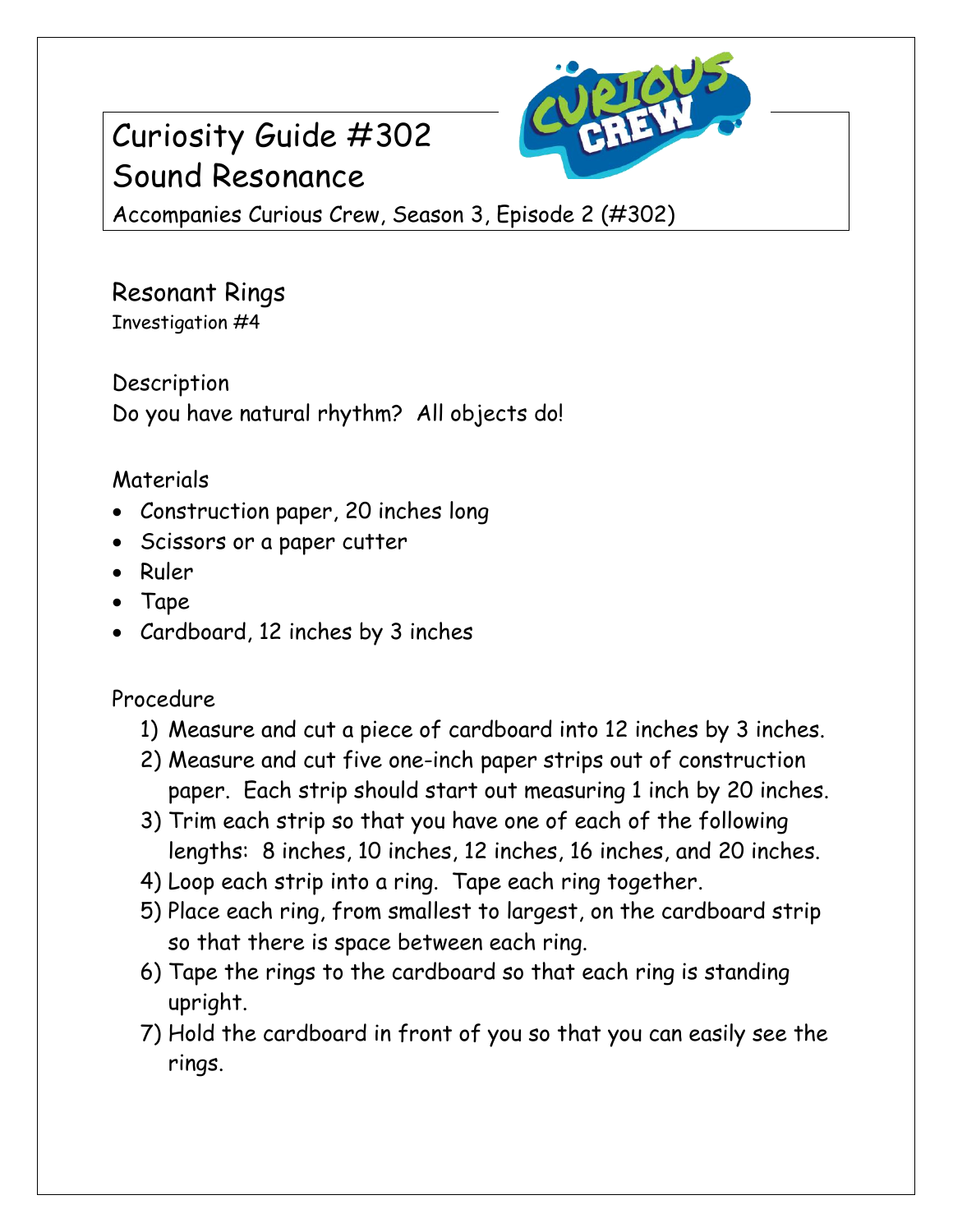# Curiosity Guide #302
# Sound Resonance

Accompanies Curious Crew, Season 3, Episode 2 (#302)

## Resonant Rings

Investigation #4

### Description

Do you have natural rhythm? All objects do!

### Materials

- Construction paper, 20 inches long
- Scissors or a paper cutter
- Ruler
- Tape
- Cardboard, 12 inches by 3 inches

### Procedure

1) Measure and cut a piece of cardboard into 12 inches by 3 inches.
2) Measure and cut five one-inch paper strips out of construction paper. Each strip should start out measuring 1 inch by 20 inches.
3) Trim each strip so that you have one of each of the following lengths: 8 inches, 10 inches, 12 inches, 16 inches, and 20 inches.
4) Loop each strip into a ring. Tape each ring together.
5) Place each ring, from smallest to largest, on the cardboard strip so that there is space between each ring.
6) Tape the rings to the cardboard so that each ring is standing upright.
7) Hold the cardboard in front of you so that you can easily see the rings.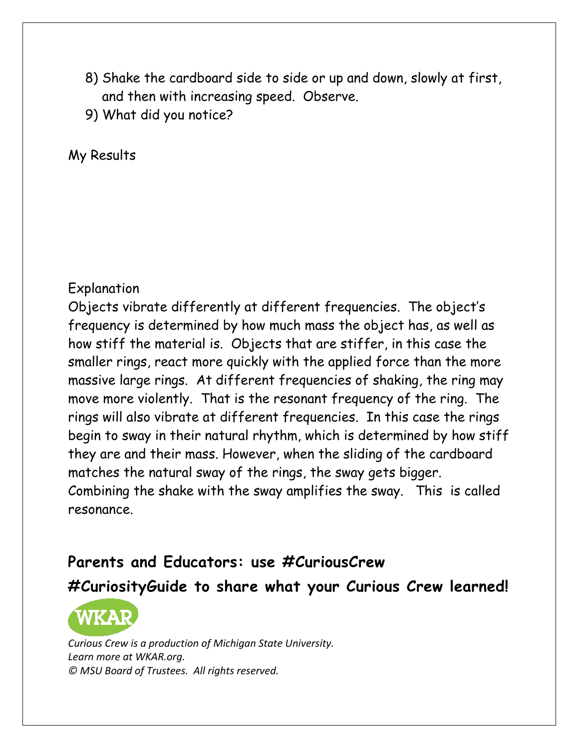8) Shake the cardboard side to side or up and down, slowly at first, and then with increasing speed. Observe.
9) What did you notice?

My Results

Explanation

Objects vibrate differently at different frequencies. The object's frequency is determined by how much mass the object has, as well as how stiff the material is. Objects that are stiffer, in this case the smaller rings, react more quickly with the applied force than the more massive large rings. At different frequencies of shaking, the ring may move more violently. That is the resonant frequency of the ring. The rings will also vibrate at different frequencies. In this case the rings begin to sway in their natural rhythm, which is determined by how stiff they are and their mass. However, when the sliding of the cardboard matches the natural sway of the rings, the sway gets bigger. Combining the shake with the sway amplifies the sway. This is called resonance.

**Parents and Educators: use #CuriousCrew #CuriosityGuide to share what your Curious Crew learned!**

WKAR

*Curious Crew is a production of Michigan State University.*
*Learn more at WKAR.org.*
*© MSU Board of Trustees. All rights reserved.*